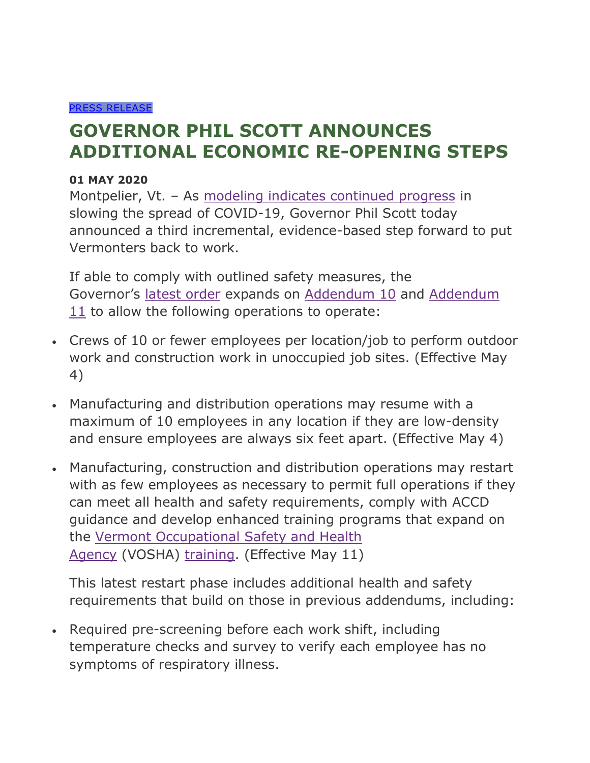PRESS RELEASE

# GOVERNOR PHIL SCOTT ANNOUNCES ADDITIONAL ECONOMIC RE-OPENING STEPS

**01 MAY 2020**

Montpelier, Vt. – As modeling indicates continued progress in slowing the spread of COVID-19, Governor Phil Scott today announced a third incremental, evidence-based step forward to put Vermonters back to work.

If able to comply with outlined safety measures, the Governor's latest order expands on Addendum 10 and Addendum 11 to allow the following operations to operate:

- Crews of 10 or fewer employees per location/job to perform outdoor work and construction work in unoccupied job sites. (Effective May 4)
- Manufacturing and distribution operations may resume with a maximum of 10 employees in any location if they are low-density and ensure employees are always six feet apart. (Effective May 4)
- Manufacturing, construction and distribution operations may restart with as few employees as necessary to permit full operations if they can meet all health and safety requirements, comply with ACCD guidance and develop enhanced training programs that expand on the Vermont Occupational Safety and Health Agency (VOSHA) training. (Effective May 11)

This latest restart phase includes additional health and safety requirements that build on those in previous addendums, including:

- Required pre-screening before each work shift, including temperature checks and survey to verify each employee has no symptoms of respiratory illness.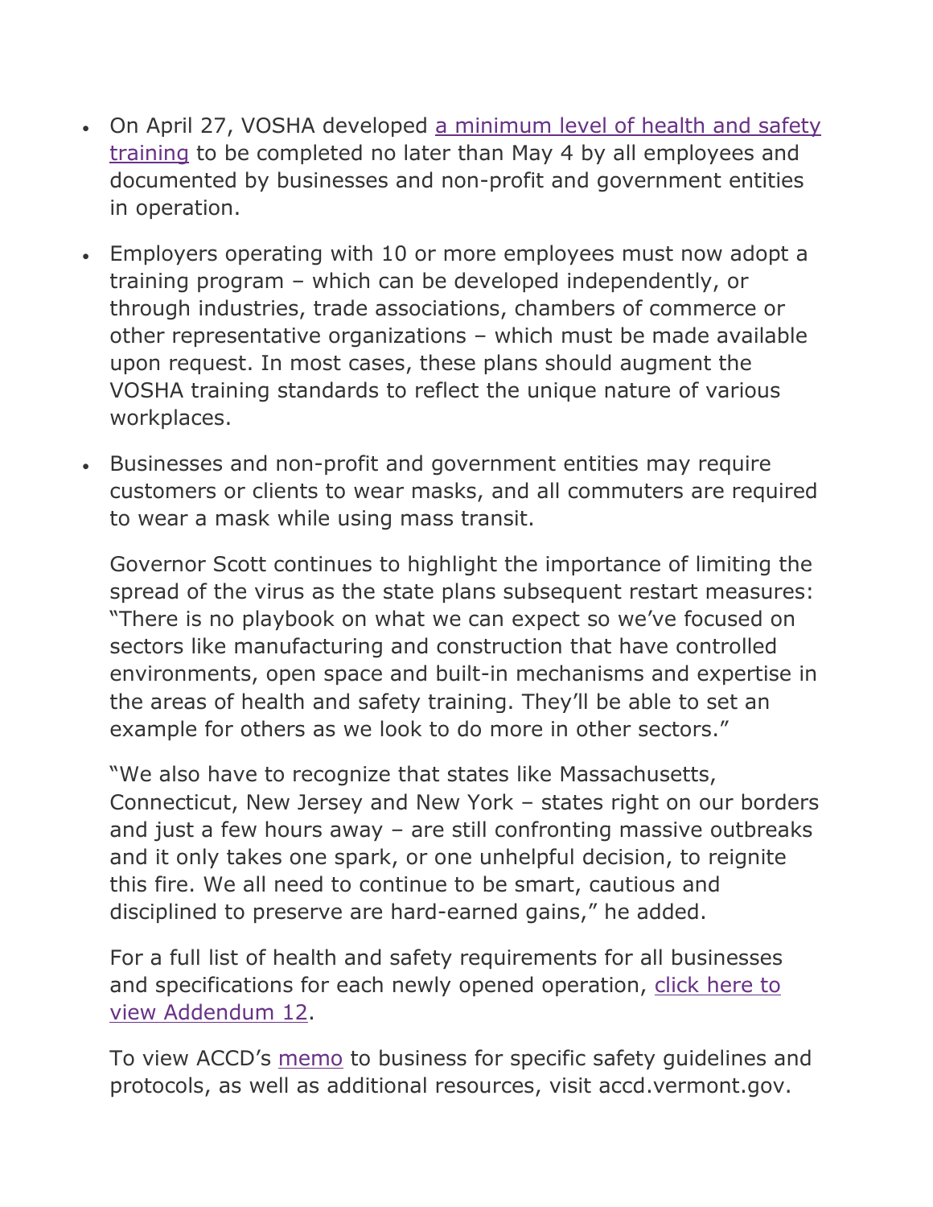- On April 27, VOSHA developed [a minimum level of health and safety training]() to be completed no later than May 4 by all employees and documented by businesses and non-profit and government entities in operation.

- Employers operating with 10 or more employees must now adopt a training program – which can be developed independently, or through industries, trade associations, chambers of commerce or other representative organizations – which must be made available upon request. In most cases, these plans should augment the VOSHA training standards to reflect the unique nature of various workplaces.

- Businesses and non-profit and government entities may require customers or clients to wear masks, and all commuters are required to wear a mask while using mass transit.

  Governor Scott continues to highlight the importance of limiting the spread of the virus as the state plans subsequent restart measures: "There is no playbook on what we can expect so we've focused on sectors like manufacturing and construction that have controlled environments, open space and built-in mechanisms and expertise in the areas of health and safety training. They'll be able to set an example for others as we look to do more in other sectors."

  "We also have to recognize that states like Massachusetts, Connecticut, New Jersey and New York – states right on our borders and just a few hours away – are still confronting massive outbreaks and it only takes one spark, or one unhelpful decision, to reignite this fire. We all need to continue to be smart, cautious and disciplined to preserve are hard-earned gains," he added.

  For a full list of health and safety requirements for all businesses and specifications for each newly opened operation, [click here to view Addendum 12]().

  To view ACCD's [memo]() to business for specific safety guidelines and protocols, as well as additional resources, visit accd.vermont.gov.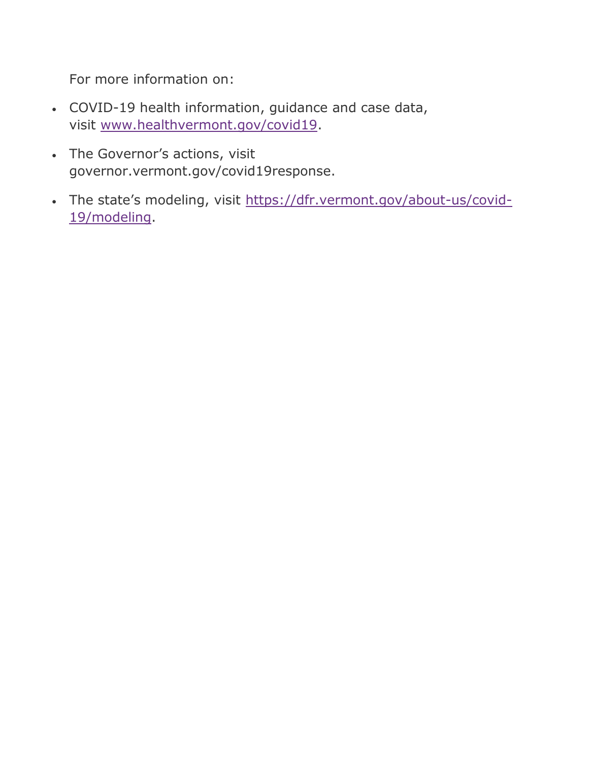For more information on:

- COVID-19 health information, guidance and case data, visit [www.healthvermont.gov/covid19](http://www.healthvermont.gov/covid19).
- The Governor's actions, visit governor.vermont.gov/covid19response.
- The state's modeling, visit [https://dfr.vermont.gov/about-us/covid-19/modeling](https://dfr.vermont.gov/about-us/covid-19/modeling).